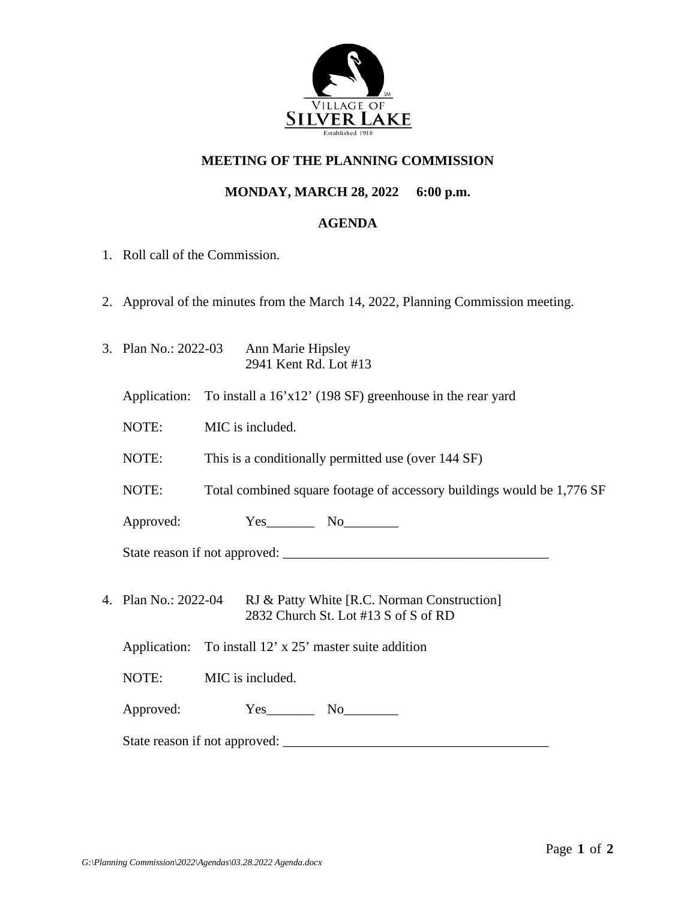# MEETING OF THE PLANNING COMMISSION

## MONDAY, MARCH 28, 2022 6:00 p.m.

## AGENDA

1. Roll call of the Commission.

2. Approval of the minutes from the March 14, 2022, Planning Commission meeting.

3. Plan No.: 2022-03 Ann Marie Hipsley
   2941 Kent Rd. Lot #13

   Application: To install a 16'x12' (198 SF) greenhouse in the rear yard

   NOTE: MIC is included.

   NOTE: This is a conditionally permitted use (over 144 SF)

   NOTE: Total combined square footage of accessory buildings would be 1,776 SF

   Approved: Yes_______ No________

   State reason if not approved: ______________________________________

4. Plan No.: 2022-04 RJ & Patty White [R.C. Norman Construction]
   2832 Church St. Lot #13 S of S of RD

   Application: To install 12' x 25' master suite addition

   NOTE: MIC is included.

   Approved: Yes_______ No________

   State reason if not approved: ______________________________________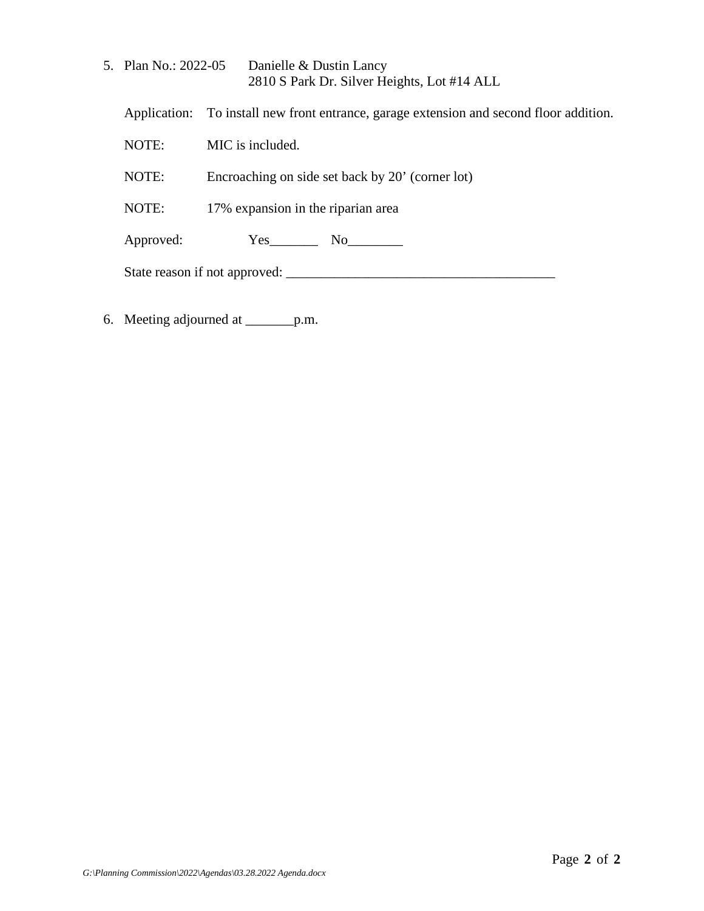5. Plan No.: 2022-05 Danielle & Dustin Lancy
   2810 S Park Dr. Silver Heights, Lot #14 ALL

   Application: To install new front entrance, garage extension and second floor addition.

   NOTE: MIC is included.

   NOTE: Encroaching on side set back by 20' (corner lot)

   NOTE: 17% expansion in the riparian area

   Approved: Yes_______ No________

   State reason if not approved: ________________________________________

6. Meeting adjourned at _______p.m.

*G:\Planning Commission\2022\Agendas\03.28.2022 Agenda.docx*